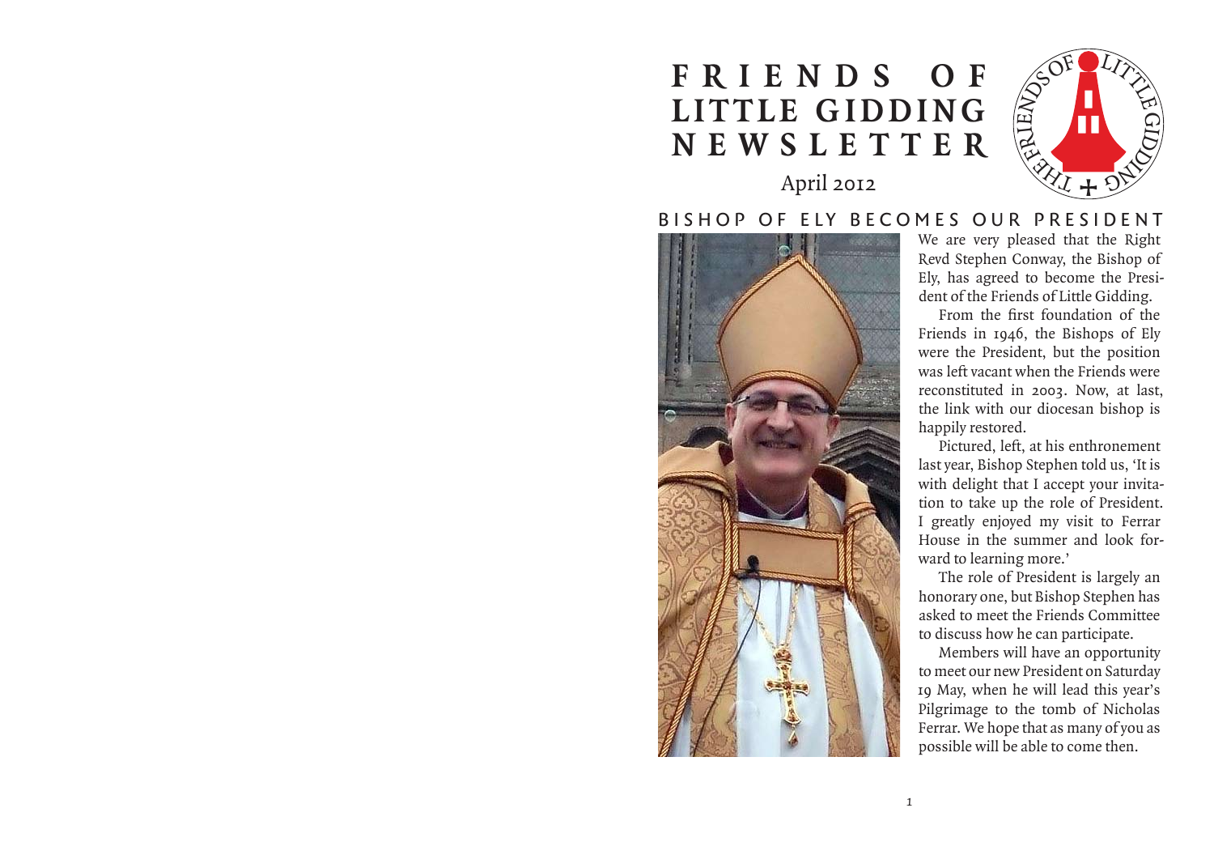# FRIENDS OF LITTLE GIDDING NEWSLETTER

April 2012

## BISHOP OF ELY BECOMES OUR PRESIDENT

We are very pleased that the Right Revd Stephen Conway, the Bishop of Ely, has agreed to become the President of the Friends of Little Gidding.

From the first foundation of the Friends in 1946, the Bishops of Ely were the President, but the position was left vacant when the Friends were reconstituted in 2003. Now, at last, the link with our diocesan bishop is happily restored.

Pictured, left, at his enthronement last year, Bishop Stephen told us, 'It is with delight that I accept your invitation to take up the role of President. I greatly enjoyed my visit to Ferrar House in the summer and look forward to learning more.'

The role of President is largely an honorary one, but Bishop Stephen has asked to meet the Friends Committee to discuss how he can participate.

Members will have an opportunity to meet our new President on Saturday 19 May, when he will lead this year's Pilgrimage to the tomb of Nicholas Ferrar. We hope that as many of you as possible will be able to come then.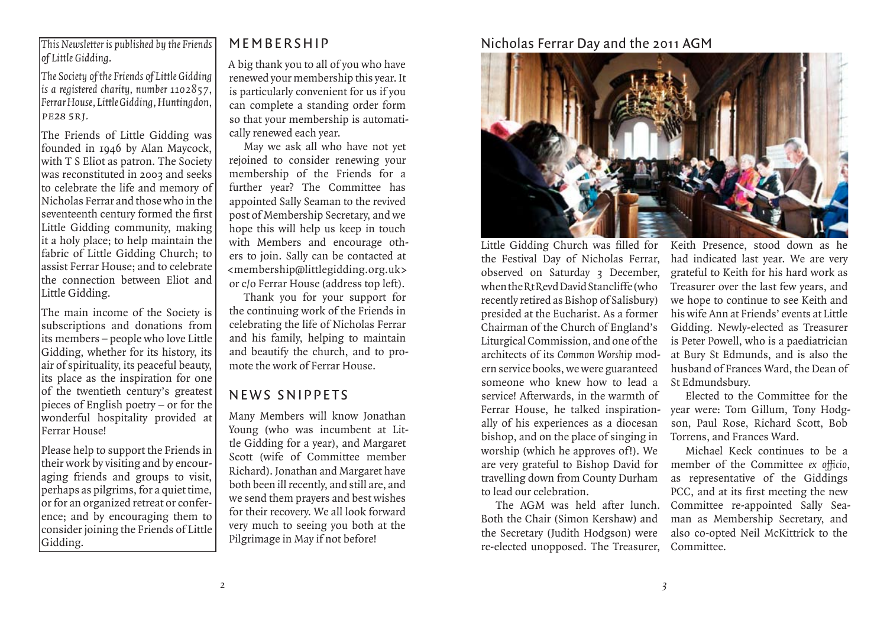*This Newsletter is published by the Friends of Little Gidding.*

*The Society of the Friends of Little Gidding is a registered charity, number 1102857, Ferrar House, Little Gidding, Huntingdon, PE28 5RJ.*

The Friends of Little Gidding was founded in 1946 by Alan Maycock, with T S Eliot as patron. The Society was reconstituted in 2003 and seeks to celebrate the life and memory of Nicholas Ferrar and those who in the seventeenth century formed the first Little Gidding community, making it a holy place; to help maintain the fabric of Little Gidding Church; to assist Ferrar House; and to celebrate the connection between Eliot and Little Gidding.

The main income of the Society is subscriptions and donations from its members – people who love Little Gidding, whether for its history, its air of spirituality, its peaceful beauty, its place as the inspiration for one of the twentieth century's greatest pieces of English poetry – or for the wonderful hospitality provided at Ferrar House!

Please help to support the Friends in their work by visiting and by encouraging friends and groups to visit, perhaps as pilgrims, for a quiet time, or for an organized retreat or conference; and by encouraging them to consider joining the Friends of Little Gidding.

## MEMBERSHIP

A big thank you to all of you who have renewed your membership this year. It is particularly convenient for us if you can complete a standing order form so that your membership is automatically renewed each year.

May we ask all who have not yet rejoined to consider renewing your membership of the Friends for a further year? The Committee has appointed Sally Seaman to the revived post of Membership Secretary, and we hope this will help us keep in touch with Members and encourage others to join. Sally can be contacted at <membership@littlegidding.org.uk> or c/o Ferrar House (address top left).

Thank you for your support for the continuing work of the Friends in celebrating the life of Nicholas Ferrar and his family, helping to maintain and beautify the church, and to promote the work of Ferrar House.

## NEWS SNIPPETS

Many Members will know Jonathan Young (who was incumbent at Little Gidding for a year), and Margaret Scott (wife of Committee member Richard). Jonathan and Margaret have both been ill recently, and still are, and we send them prayers and best wishes for their recovery. We all look forward very much to seeing you both at the Pilgrimage in May if not before!

## Nicholas Ferrar Day and the 2011 AGM

Little Gidding Church was filled for the Festival Day of Nicholas Ferrar, observed on Saturday 3 December, when the Rt Revd David Stancliffe (who recently retired as Bishop of Salisbury) presided at the Eucharist. As a former Chairman of the Church of England's Liturgical Commission, and one of the architects of its *Common Worship* modern service books, we were guaranteed someone who knew how to lead a service! Afterwards, in the warmth of Ferrar House, he talked inspirationally of his experiences as a diocesan bishop, and on the place of singing in worship (which he approves of!). We are very grateful to Bishop David for travelling down from County Durham to lead our celebration.

The AGM was held after lunch. Both the Chair (Simon Kershaw) and the Secretary (Judith Hodgson) were re-elected unopposed. The Treasurer, Keith Presence, stood down as he had indicated last year. We are very grateful to Keith for his hard work as Treasurer over the last few years, and we hope to continue to see Keith and his wife Ann at Friends' events at Little Gidding. Newly-elected as Treasurer is Peter Powell, who is a paediatrician at Bury St Edmunds, and is also the husband of Frances Ward, the Dean of St Edmundsbury.

Elected to the Committee for the year were: Tom Gillum, Tony Hodgson, Paul Rose, Richard Scott, Bob Torrens, and Frances Ward.

Michael Keck continues to be a member of the Committee *ex officio*, as representative of the Giddings PCC, and at its first meeting the new Committee re-appointed Sally Seaman as Membership Secretary, and also co-opted Neil McKittrick to the Committee.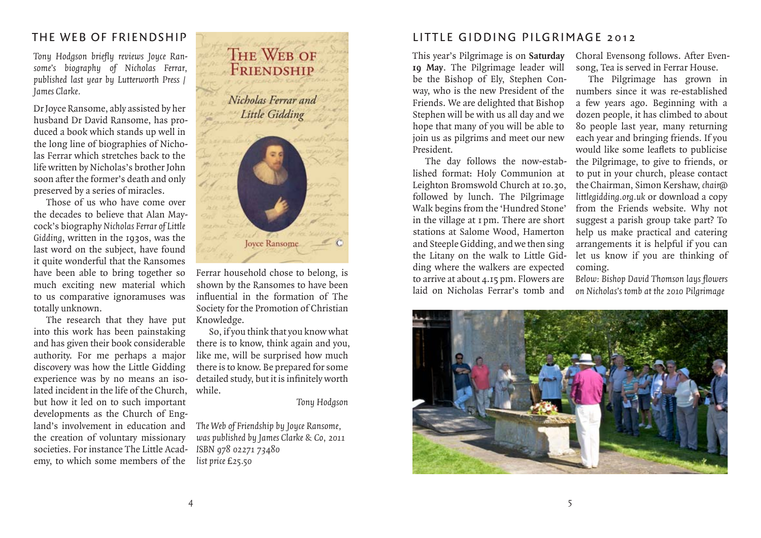## THE WEB OF FRIENDSHIP

*Tony Hodgson briefly reviews Joyce Ransome's biography of Nicholas Ferrar, published last year by Lutterworth Press / James Clarke.*

Dr Joyce Ransome, ably assisted by her husband Dr David Ransome, has produced a book which stands up well in the long line of biographies of Nicholas Ferrar which stretches back to the life written by Nicholas's brother John soon after the former's death and only preserved by a series of miracles.

Those of us who have come over the decades to believe that Alan Maycock's biography *Nicholas Ferrar of Little Gidding*, written in the 1930s, was the last word on the subject, have found it quite wonderful that the Ransomes have been able to bring together so much exciting new material which to us comparative ignoramuses was totally unknown.

The research that they have put into this work has been painstaking and has given their book considerable authority. For me perhaps a major discovery was how the Little Gidding experience was by no means an isolated incident in the life of the Church, but how it led on to such important developments as the Church of England's involvement in education and the creation of voluntary missionary societies. For instance The Little Academy, to which some members of the Ferrar household chose to belong, is shown by the Ransomes to have been influential in the formation of The Society for the Promotion of Christian Knowledge.

So, if you think that you know what there is to know, think again and you, like me, will be surprised how much there is to know. Be prepared for some detailed study, but it is infinitely worth while.

*Tony Hodgson*

*The Web of Friendship by Joyce Ransome, was published by James Clarke & Co, 2011*
*ISBN 978 02271 73480*
*list price £25.50*

## LITTLE GIDDING PILGRIMAGE 2012

This year's Pilgrimage is on **Saturday 19 May**. The Pilgrimage leader will be the Bishop of Ely, Stephen Conway, who is the new President of the Friends. We are delighted that Bishop Stephen will be with us all day and we hope that many of you will be able to join us as pilgrims and meet our new President.

The day follows the now-established format: Holy Communion at Leighton Bromswold Church at 10.30, followed by lunch. The Pilgrimage Walk begins from the 'Hundred Stone' in the village at 1 pm. There are short stations at Salome Wood, Hamerton and Steeple Gidding, and we then sing the Litany on the walk to Little Gidding where the walkers are expected to arrive at about 4.15 pm. Flowers are laid on Nicholas Ferrar's tomb and Choral Evensong follows. After Evensong, Tea is served in Ferrar House.

The Pilgrimage has grown in numbers since it was re-established a few years ago. Beginning with a dozen people, it has climbed to about 80 people last year, many returning each year and bringing friends. If you would like some leaflets to publicise the Pilgrimage, to give to friends, or to put in your church, please contact the Chairman, Simon Kershaw, *chair@littlegidding.org.uk* or download a copy from the Friends website. Why not suggest a parish group take part? To help us make practical and catering arrangements it is helpful if you can let us know if you are thinking of coming.

*Below: Bishop David Thomson lays flowers on Nicholas's tomb at the 2010 Pilgrimage*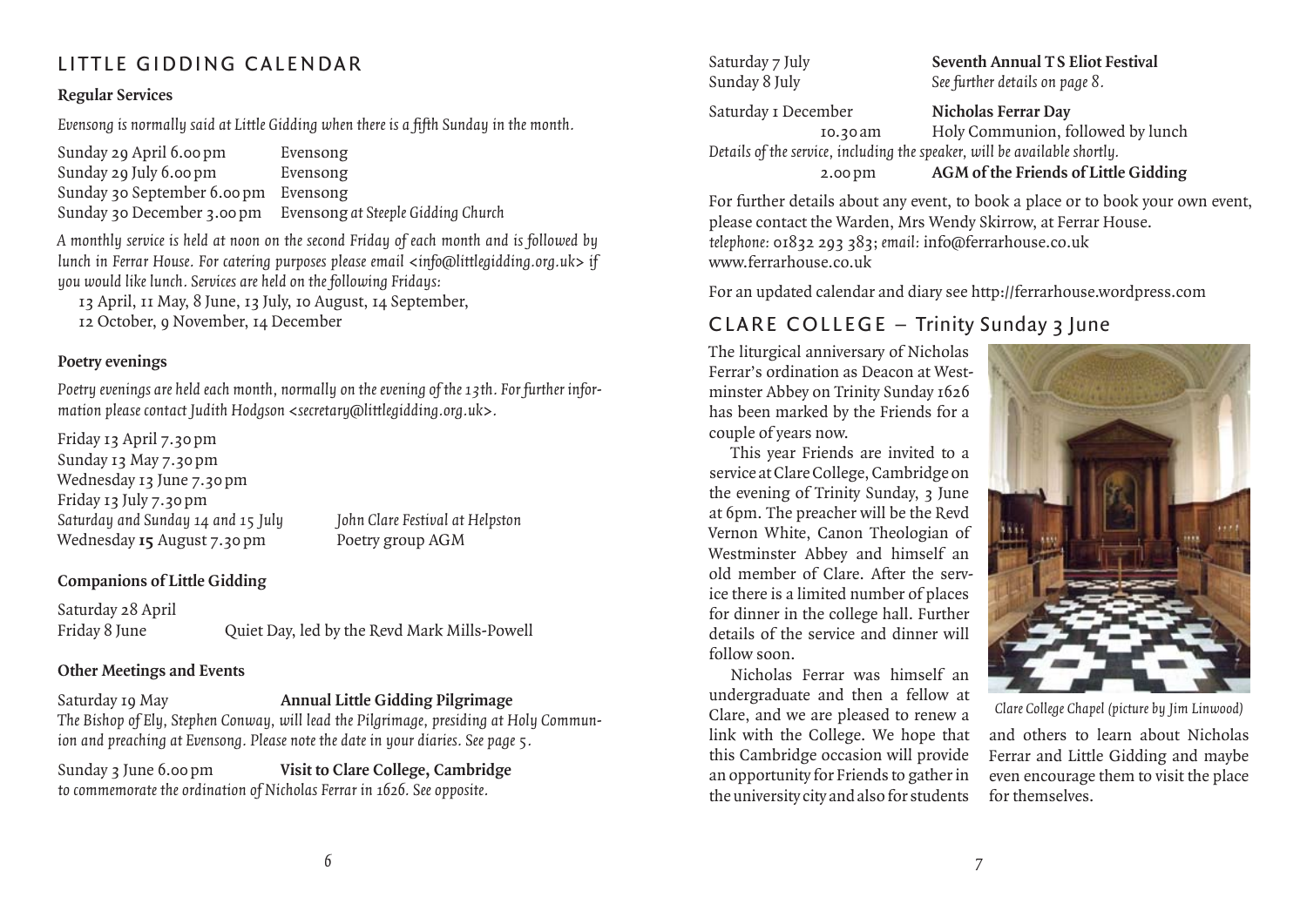## LITTLE GIDDING CALENDAR

### Regular Services

*Evensong is normally said at Little Gidding when there is a fifth Sunday in the month.*

| | |
|---|---|
| Sunday 29 April 6.00 pm | Evensong |
| Sunday 29 July 6.00 pm | Evensong |
| Sunday 30 September 6.00 pm | Evensong |
| Sunday 30 December 3.00 pm | Evensong *at Steeple Gidding Church* |

*A monthly service is held at noon on the second Friday of each month and is followed by lunch in Ferrar House. For catering purposes please email <info@littlegidding.org.uk> if you would like lunch. Services are held on the following Fridays:*

13 April, 11 May, 8 June, 13 July, 10 August, 14 September,
12 October, 9 November, 14 December

### Poetry evenings

*Poetry evenings are held each month, normally on the evening of the 13th. For further information please contact Judith Hodgson <secretary@littlegidding.org.uk>.*

| | |
|---|---|
| Friday 13 April 7.30 pm | |
| Sunday 13 May 7.30 pm | |
| Wednesday 13 June 7.30 pm | |
| Friday 13 July 7.30 pm | |
| *Saturday and Sunday 14 and 15 July* | *John Clare Festival at Helpston* |
| Wednesday **15** August 7.30 pm | Poetry group AGM |

### Companions of Little Gidding

| | |
|---|---|
| Saturday 28 April | |
| Friday 8 June | Quiet Day, led by the Revd Mark Mills-Powell |

### Other Meetings and Events

Saturday 19 May — **Annual Little Gidding Pilgrimage**
*The Bishop of Ely, Stephen Conway, will lead the Pilgrimage, presiding at Holy Communion and preaching at Evensong. Please note the date in your diaries. See page 5.*

Sunday 3 June 6.00 pm — **Visit to Clare College, Cambridge**
*to commemorate the ordination of Nicholas Ferrar in 1626. See opposite.*

Saturday 7 July
Sunday 8 July — **Seventh Annual T S Eliot Festival**
*See further details on page 8.*

Saturday 1 December — **Nicholas Ferrar Day**
10.30 am — Holy Communion, followed by lunch
*Details of the service, including the speaker, will be available shortly.*
2.00 pm — **AGM of the Friends of Little Gidding**

For further details about any event, to book a place or to book your own event, please contact the Warden, Mrs Wendy Skirrow, at Ferrar House.
*telephone:* 01832 293 383; *email:* info@ferrarhouse.co.uk
www.ferrarhouse.co.uk

For an updated calendar and diary see http://ferrarhouse.wordpress.com

## CLARE COLLEGE – Trinity Sunday 3 June

The liturgical anniversary of Nicholas Ferrar's ordination as Deacon at Westminster Abbey on Trinity Sunday 1626 has been marked by the Friends for a couple of years now.

This year Friends are invited to a service at Clare College, Cambridge on the evening of Trinity Sunday, 3 June at 6pm. The preacher will be the Revd Vernon White, Canon Theologian of Westminster Abbey and himself an old member of Clare. After the service there is a limited number of places for dinner in the college hall. Further details of the service and dinner will follow soon.

Nicholas Ferrar was himself an undergraduate and then a fellow at Clare, and we are pleased to renew a link with the College. We hope that this Cambridge occasion will provide an opportunity for Friends to gather in the university city and also for students and others to learn about Nicholas Ferrar and Little Gidding and maybe even encourage them to visit the place for themselves.

*Clare College Chapel (picture by Jim Linwood)*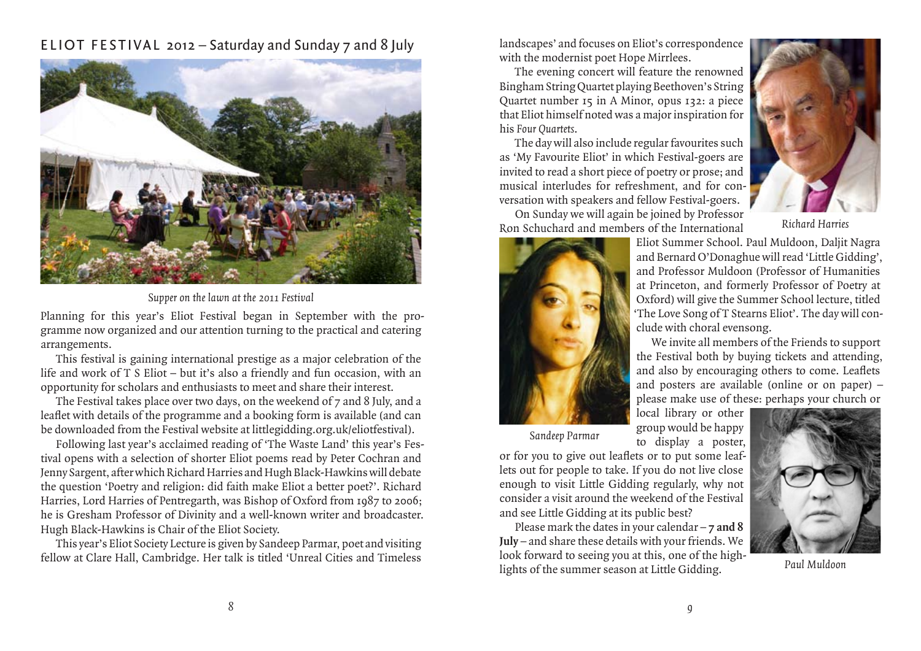## ELIOT FESTIVAL 2012 – Saturday and Sunday 7 and 8 July

*Supper on the lawn at the 2011 Festival*

Planning for this year's Eliot Festival began in September with the programme now organized and our attention turning to the practical and catering arrangements.

This festival is gaining international prestige as a major celebration of the life and work of T S Eliot – but it's also a friendly and fun occasion, with an opportunity for scholars and enthusiasts to meet and share their interest.

The Festival takes place over two days, on the weekend of 7 and 8 July, and a leaflet with details of the programme and a booking form is available (and can be downloaded from the Festival website at littlegidding.org.uk/eliotfestival).

Following last year's acclaimed reading of 'The Waste Land' this year's Festival opens with a selection of shorter Eliot poems read by Peter Cochran and Jenny Sargent, after which Richard Harries and Hugh Black-Hawkins will debate the question 'Poetry and religion: did faith make Eliot a better poet?'. Richard Harries, Lord Harries of Pentregarth, was Bishop of Oxford from 1987 to 2006; he is Gresham Professor of Divinity and a well-known writer and broadcaster. Hugh Black-Hawkins is Chair of the Eliot Society.

This year's Eliot Society Lecture is given by Sandeep Parmar, poet and visiting fellow at Clare Hall, Cambridge. Her talk is titled 'Unreal Cities and Timeless landscapes' and focuses on Eliot's correspondence with the modernist poet Hope Mirrlees.

The evening concert will feature the renowned Bingham String Quartet playing Beethoven's String Quartet number 15 in A Minor, opus 132: a piece that Eliot himself noted was a major inspiration for his *Four Quartets*.

The day will also include regular favourites such as 'My Favourite Eliot' in which Festival-goers are invited to read a short piece of poetry or prose; and musical interludes for refreshment, and for conversation with speakers and fellow Festival-goers.

*Richard Harries*

On Sunday we will again be joined by Professor Ron Schuchard and members of the International Eliot Summer School. Paul Muldoon, Daljit Nagra and Bernard O'Donaghue will read 'Little Gidding', and Professor Muldoon (Professor of Humanities at Princeton, and formerly Professor of Poetry at Oxford) will give the Summer School lecture, titled 'The Love Song of T Stearns Eliot'. The day will conclude with choral evensong.

*Sandeep Parmar*

We invite all members of the Friends to support the Festival both by buying tickets and attending, and also by encouraging others to come. Leaflets and posters are available (online or on paper) – please make use of these: perhaps your church or local library or other group would be happy to display a poster, or for you to give out leaflets or to put some leaflets out for people to take. If you do not live close enough to visit Little Gidding regularly, why not consider a visit around the weekend of the Festival and see Little Gidding at its public best?

Please mark the dates in your calendar – **7 and 8 July** – and share these details with your friends. We look forward to seeing you at this, one of the highlights of the summer season at Little Gidding.

*Paul Muldoon*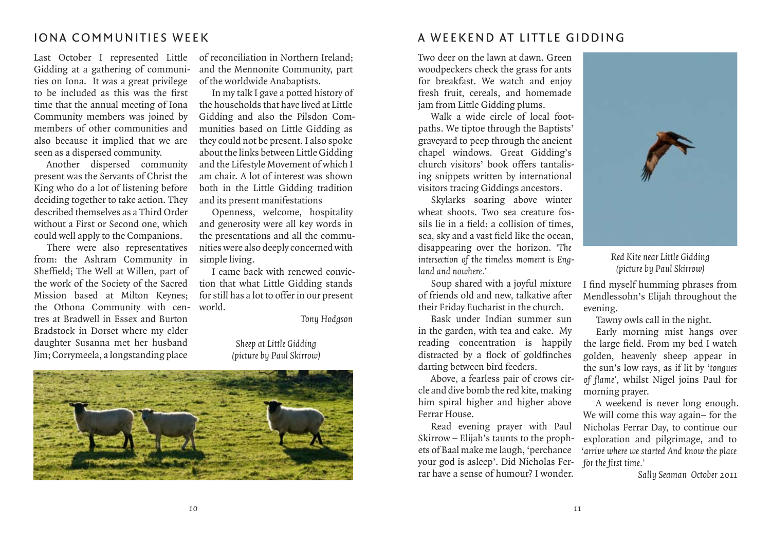## IONA COMMUNITIES WEEK

Last October I represented Little Gidding at a gathering of communities on Iona. It was a great privilege to be included as this was the first time that the annual meeting of Iona Community members was joined by members of other communities and also because it implied that we are seen as a dispersed community.

Another dispersed community present was the Servants of Christ the King who do a lot of listening before deciding together to take action. They described themselves as a Third Order without a First or Second one, which could well apply to the Companions.

There were also representatives from: the Ashram Community in Sheffield; The Well at Willen, part of the work of the Society of the Sacred Mission based at Milton Keynes; the Othona Community with centres at Bradwell in Essex and Burton Bradstock in Dorset where my elder daughter Susanna met her husband Jim; Corrymeela, a longstanding place of reconciliation in Northern Ireland; and the Mennonite Community, part of the worldwide Anabaptists.

In my talk I gave a potted history of the households that have lived at Little Gidding and also the Pilsdon Communities based on Little Gidding as they could not be present. I also spoke about the links between Little Gidding and the Lifestyle Movement of which I am chair. A lot of interest was shown both in the Little Gidding tradition and its present manifestations

Openness, welcome, hospitality and generosity were all key words in the presentations and all the communities were also deeply concerned with simple living.

I came back with renewed conviction that what Little Gidding stands for still has a lot to offer in our present world.

*Tony Hodgson*

*Sheep at Little Gidding (picture by Paul Skirrow)*

## A WEEKEND AT LITTLE GIDDING

Two deer on the lawn at dawn. Green woodpeckers check the grass for ants for breakfast. We watch and enjoy fresh fruit, cereals, and homemade jam from Little Gidding plums.

Walk a wide circle of local footpaths. We tiptoe through the Baptists' graveyard to peep through the ancient chapel windows. Great Gidding's church visitors' book offers tantalising snippets written by international visitors tracing Giddings ancestors.

Skylarks soaring above winter wheat shoots. Two sea creature fossils lie in a field: a collision of times, sea, sky and a vast field like the ocean, disappearing over the horizon. *'The intersection of the timeless moment is England and nowhere.'*

Soup shared with a joyful mixture of friends old and new, talkative after their Friday Eucharist in the church.

Bask under Indian summer sun in the garden, with tea and cake. My reading concentration is happily distracted by a flock of goldfinches darting between bird feeders.

Above, a fearless pair of crows circle and dive bomb the red kite, making him spiral higher and higher above Ferrar House.

Read evening prayer with Paul Skirrow – Elijah's taunts to the prophets of Baal make me laugh, 'perchance your god is asleep'. Did Nicholas Ferrar have a sense of humour? I wonder.

*Red Kite near Little Gidding (picture by Paul Skirrow)*

I find myself humming phrases from Mendlessohn's Elijah throughout the evening.

Tawny owls call in the night.

Early morning mist hangs over the large field. From my bed I watch golden, heavenly sheep appear in the sun's low rays, as if lit by '*tongues of flame*', whilst Nigel joins Paul for morning prayer.

A weekend is never long enough. We will come this way again– for the Nicholas Ferrar Day, to continue our exploration and pilgrimage, and to '*arrive where we started And know the place for the first time.*'

*Sally Seaman October 2011*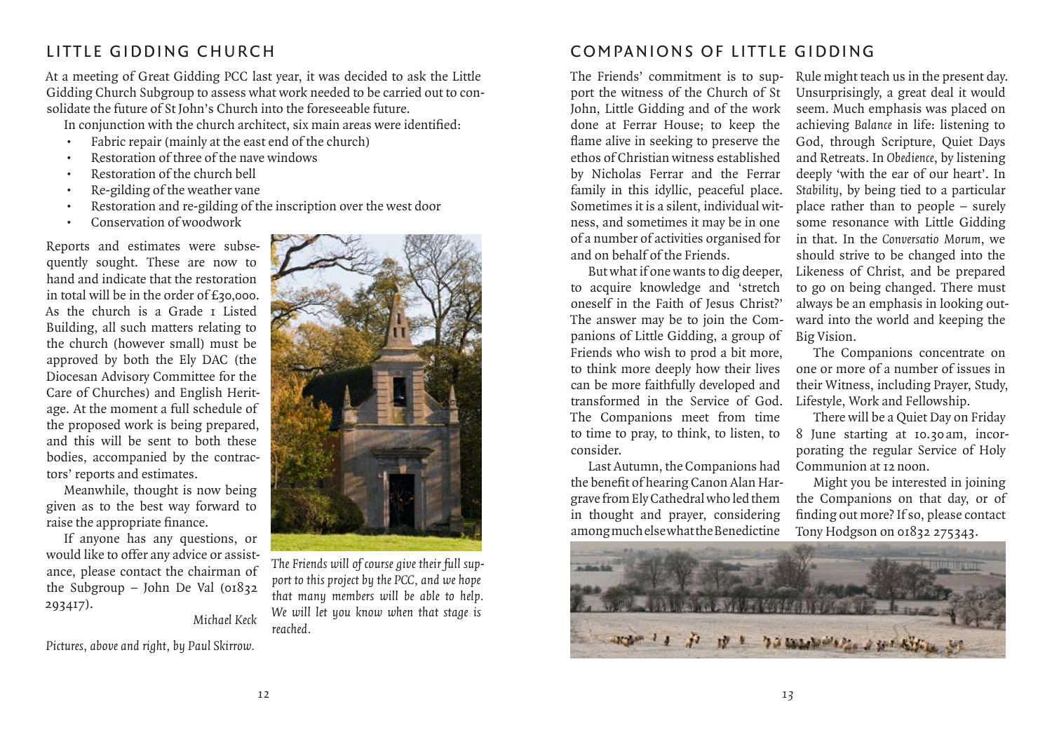## LITTLE GIDDING CHURCH

At a meeting of Great Gidding PCC last year, it was decided to ask the Little Gidding Church Subgroup to assess what work needed to be carried out to consolidate the future of St John's Church into the foreseeable future.

In conjunction with the church architect, six main areas were identified:

- Fabric repair (mainly at the east end of the church)
- Restoration of three of the nave windows
- Restoration of the church bell
- Re-gilding of the weather vane
- Restoration and re-gilding of the inscription over the west door
- Conservation of woodwork

Reports and estimates were subsequently sought. These are now to hand and indicate that the restoration in total will be in the order of £30,000. As the church is a Grade 1 Listed Building, all such matters relating to the church (however small) must be approved by both the Ely DAC (the Diocesan Advisory Committee for the Care of Churches) and English Heritage. At the moment a full schedule of the proposed work is being prepared, and this will be sent to both these bodies, accompanied by the contractors' reports and estimates.

Meanwhile, thought is now being given as to the best way forward to raise the appropriate finance.

If anyone has any questions, or would like to offer any advice or assistance, please contact the chairman of the Subgroup – John De Val (01832 293417).

*Michael Keck*

*The Friends will of course give their full support to this project by the PCC, and we hope that many members will be able to help. We will let you know when that stage is reached.*

*Pictures, above and right, by Paul Skirrow.*

## COMPANIONS OF LITTLE GIDDING

The Friends' commitment is to support the witness of the Church of St John, Little Gidding and of the work done at Ferrar House; to keep the flame alive in seeking to preserve the ethos of Christian witness established by Nicholas Ferrar and the Ferrar family in this idyllic, peaceful place. Sometimes it is a silent, individual witness, and sometimes it may be in one of a number of activities organised for and on behalf of the Friends.

But what if one wants to dig deeper, to acquire knowledge and 'stretch oneself in the Faith of Jesus Christ?' The answer may be to join the Companions of Little Gidding, a group of Friends who wish to prod a bit more, to think more deeply how their lives can be more faithfully developed and transformed in the Service of God. The Companions meet from time to time to pray, to think, to listen, to consider.

Last Autumn, the Companions had the benefit of hearing Canon Alan Hargrave from Ely Cathedral who led them in thought and prayer, considering among much else what the Benedictine Rule might teach us in the present day. Unsurprisingly, a great deal it would seem. Much emphasis was placed on achieving *Balance* in life: listening to God, through Scripture, Quiet Days and Retreats. In *Obedience*, by listening deeply 'with the ear of our heart'. In *Stability*, by being tied to a particular place rather than to people – surely some resonance with Little Gidding in that. In the *Conversatio Morum*, we should strive to be changed into the Likeness of Christ, and be prepared to go on being changed. There must always be an emphasis in looking outward into the world and keeping the Big Vision.

The Companions concentrate on one or more of a number of issues in their Witness, including Prayer, Study, Lifestyle, Work and Fellowship.

There will be a Quiet Day on Friday 8 June starting at 10.30 am, incorporating the regular Service of Holy Communion at 12 noon.

Might you be interested in joining the Companions on that day, or of finding out more? If so, please contact Tony Hodgson on 01832 275343.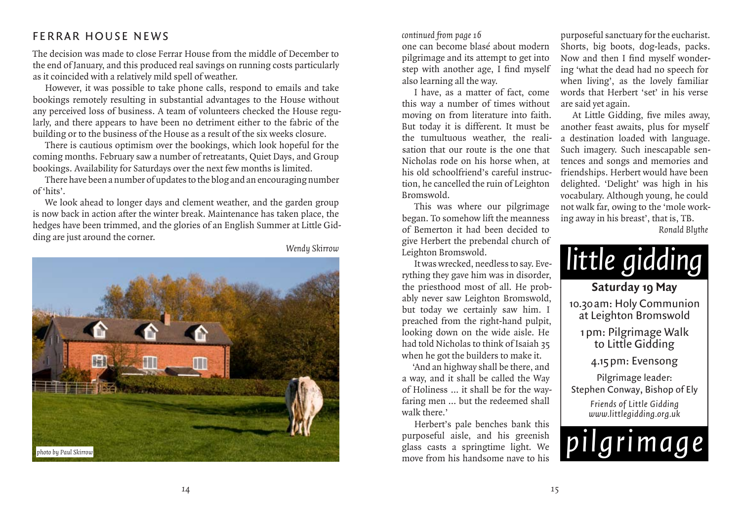## FERRAR HOUSE NEWS

The decision was made to close Ferrar House from the middle of December to the end of January, and this produced real savings on running costs particularly as it coincided with a relatively mild spell of weather.

However, it was possible to take phone calls, respond to emails and take bookings remotely resulting in substantial advantages to the House without any perceived loss of business. A team of volunteers checked the House regularly, and there appears to have been no detriment either to the fabric of the building or to the business of the House as a result of the six weeks closure.

There is cautious optimism over the bookings, which look hopeful for the coming months. February saw a number of retreatants, Quiet Days, and Group bookings. Availability for Saturdays over the next few months is limited.

There have been a number of updates to the blog and an encouraging number of 'hits'.

We look ahead to longer days and clement weather, and the garden group is now back in action after the winter break. Maintenance has taken place, the hedges have been trimmed, and the glories of an English Summer at Little Gidding are just around the corner.

*Wendy Skirrow*

*photo by Paul Skirrow*

*continued from page 16*

one can become blasé about modern pilgrimage and its attempt to get into step with another age, I find myself also learning all the way.

I have, as a matter of fact, come this way a number of times without moving on from literature into faith. But today it is different. It must be the tumultuous weather, the realisation that our route is the one that Nicholas rode on his horse when, at his old schoolfriend's careful instruction, he cancelled the ruin of Leighton Bromswold.

This was where our pilgrimage began. To somehow lift the meanness of Bemerton it had been decided to give Herbert the prebendal church of Leighton Bromswold.

It was wrecked, needless to say. Everything they gave him was in disorder, the priesthood most of all. He probably never saw Leighton Bromswold, but today we certainly saw him. I preached from the right-hand pulpit, looking down on the wide aisle. He had told Nicholas to think of Isaiah 35 when he got the builders to make it.

'And an highway shall be there, and a way, and it shall be called the Way of Holiness ... it shall be for the wayfaring men ... but the redeemed shall walk there.'

Herbert's pale benches bank this purposeful aisle, and his greenish glass casts a springtime light. We move from his handsome nave to his purposeful sanctuary for the eucharist. Shorts, big boots, dog-leads, packs. Now and then I find myself wondering 'what the dead had no speech for when living', as the lovely familiar words that Herbert 'set' in his verse are said yet again.

At Little Gidding, five miles away, another feast awaits, plus for myself a destination loaded with language. Such imagery. Such inescapable sentences and songs and memories and friendships. Herbert would have been delighted. 'Delight' was high in his vocabulary. Although young, he could not walk far, owing to the 'mole working away in his breast', that is, TB.

*Ronald Blythe*

# *little gidding*

**Saturday 19 May**

10.30 am: Holy Communion at Leighton Bromswold

1 pm: Pilgrimage Walk to Little Gidding

4.15 pm: Evensong

Pilgrimage leader:
Stephen Conway, Bishop of Ely

*Friends of Little Gidding*
*www.littlegidding.org.uk*

# *pilgrimage*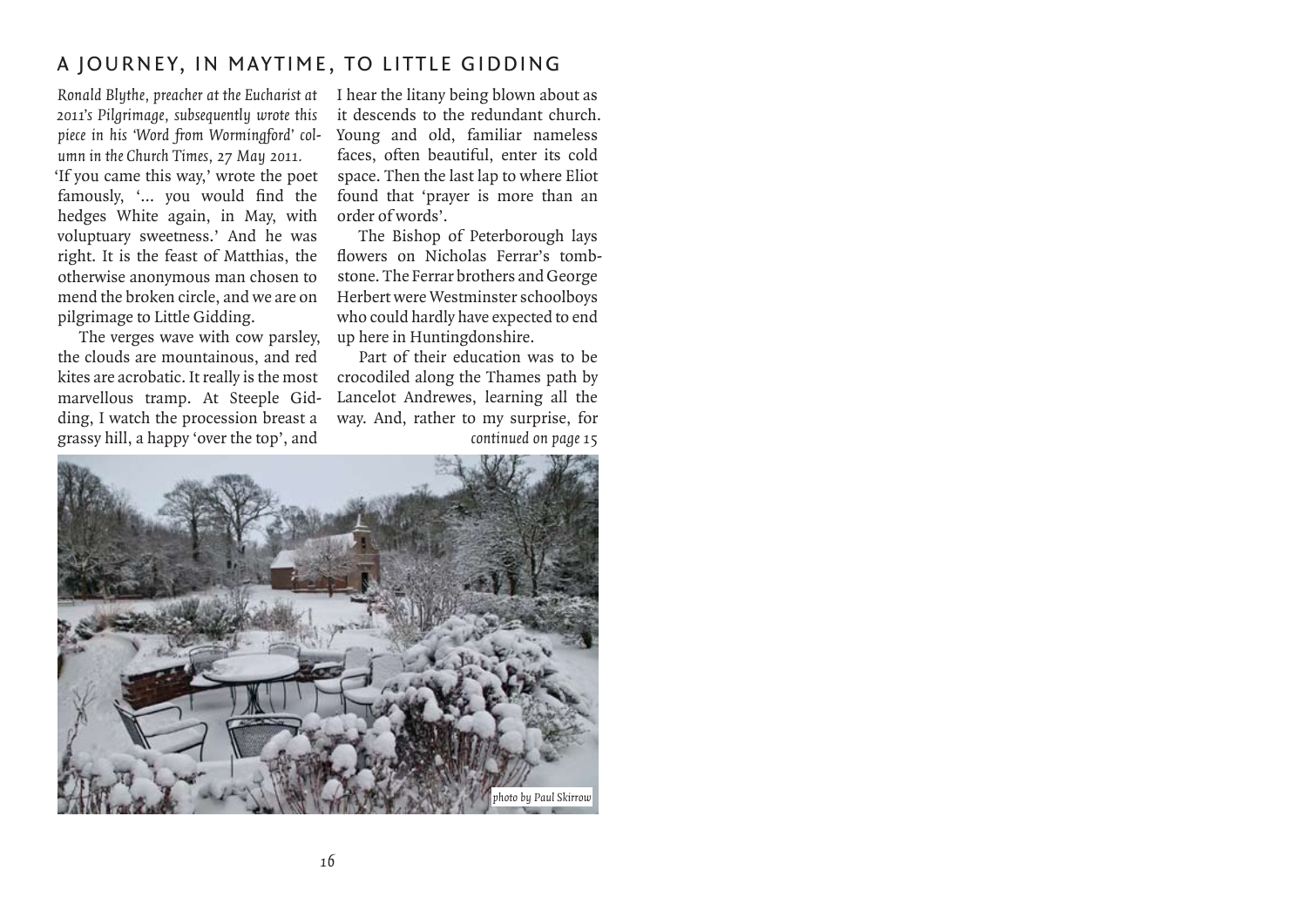## A JOURNEY, IN MAYTIME, TO LITTLE GIDDING

*Ronald Blythe, preacher at the Eucharist at 2011's Pilgrimage, subsequently wrote this piece in his 'Word from Wormingford' column in the Church Times, 27 May 2011.*

'If you came this way,' wrote the poet famously, '... you would find the hedges White again, in May, with voluptuary sweetness.' And he was right. It is the feast of Matthias, the otherwise anonymous man chosen to mend the broken circle, and we are on pilgrimage to Little Gidding.

The verges wave with cow parsley, the clouds are mountainous, and red kites are acrobatic. It really is the most marvellous tramp. At Steeple Gidding, I watch the procession breast a grassy hill, a happy 'over the top', and I hear the litany being blown about as it descends to the redundant church. Young and old, familiar nameless faces, often beautiful, enter its cold space. Then the last lap to where Eliot found that 'prayer is more than an order of words'.

The Bishop of Peterborough lays flowers on Nicholas Ferrar's tombstone. The Ferrar brothers and George Herbert were Westminster schoolboys who could hardly have expected to end up here in Huntingdonshire.

Part of their education was to be crocodiled along the Thames path by Lancelot Andrewes, learning all the way. And, rather to my surprise, for

*continued on page 15*

*photo by Paul Skirrow*